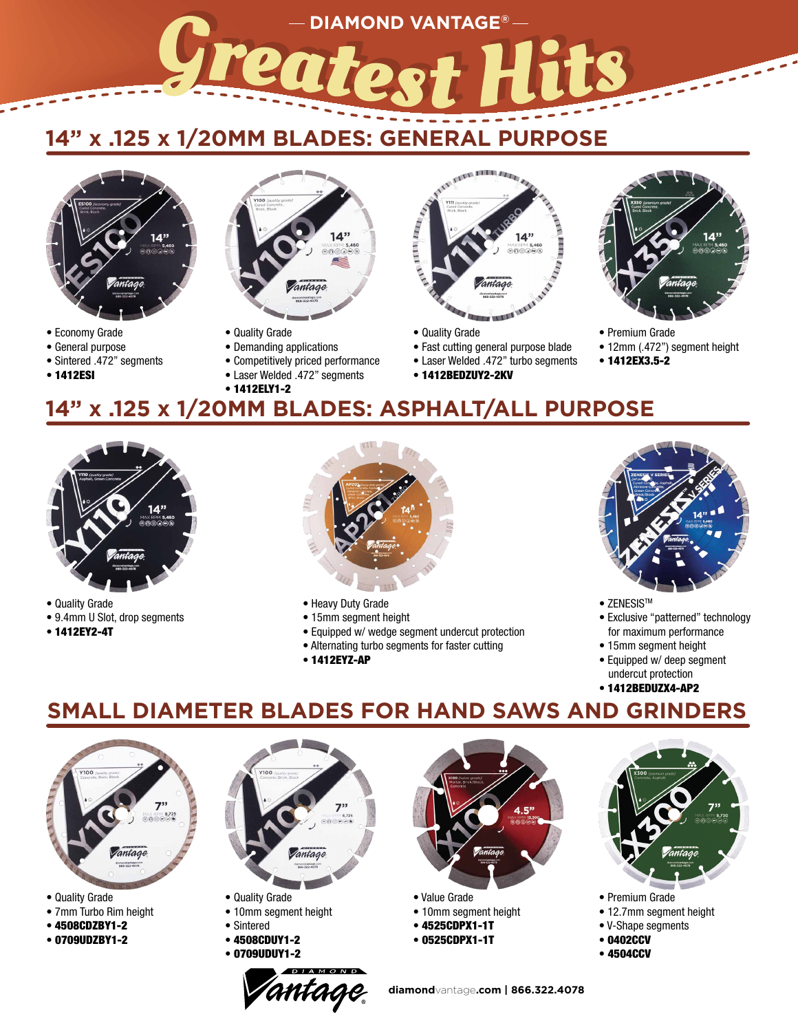— DIAMOND VANTAGE® —

# Greatest Hits

## 14" x .125 x 1/20MM BLADES: GENERAL PURPOSE

- Economy Grade
- General purpose
- Sintered .472" segments
- **1412ESI**

- Quality Grade
- Demanding applications
- Competitively priced performance
- Laser Welded .472" segments
- **1412ELY1-2**

- Quality Grade
- Fast cutting general purpose blade
- Laser Welded .472" turbo segments
- **1412BEDZUY2-2KV**

- Premium Grade
- 12mm (.472") segment height
- **1412EX3.5-2**

## 14" x .125 x 1/20MM BLADES: ASPHALT/ALL PURPOSE

- Quality Grade
- 9.4mm U Slot, drop segments
- **1412EY2-4T**

- Heavy Duty Grade
- 15mm segment height
- Equipped w/ wedge segment undercut protection
- Alternating turbo segments for faster cutting
- **1412EYZ-AP**

- ZENESIS™
- Exclusive "patterned" technology for maximum performance
- 15mm segment height
- Equipped w/ deep segment undercut protection
- **1412BEDUZX4-AP2**

## SMALL DIAMETER BLADES FOR HAND SAWS AND GRINDERS

- Quality Grade
- 7mm Turbo Rim height
- **4508CDZBY1-2**
- **0709UDZBY1-2**

- Quality Grade
- 10mm segment height
- Sintered
- **4508CDUY1-2**
- **0709UDUY1-2**

- Value Grade
- 10mm segment height
- **4525CDPX1-1T**
- **0525CDPX1-1T**

- Premium Grade
- 12.7mm segment height
- V-Shape segments
- **0402CCV**
- **4504CCV**

DIAMOND Vantage®

**diamond**vantage**.com | 866.322.4078**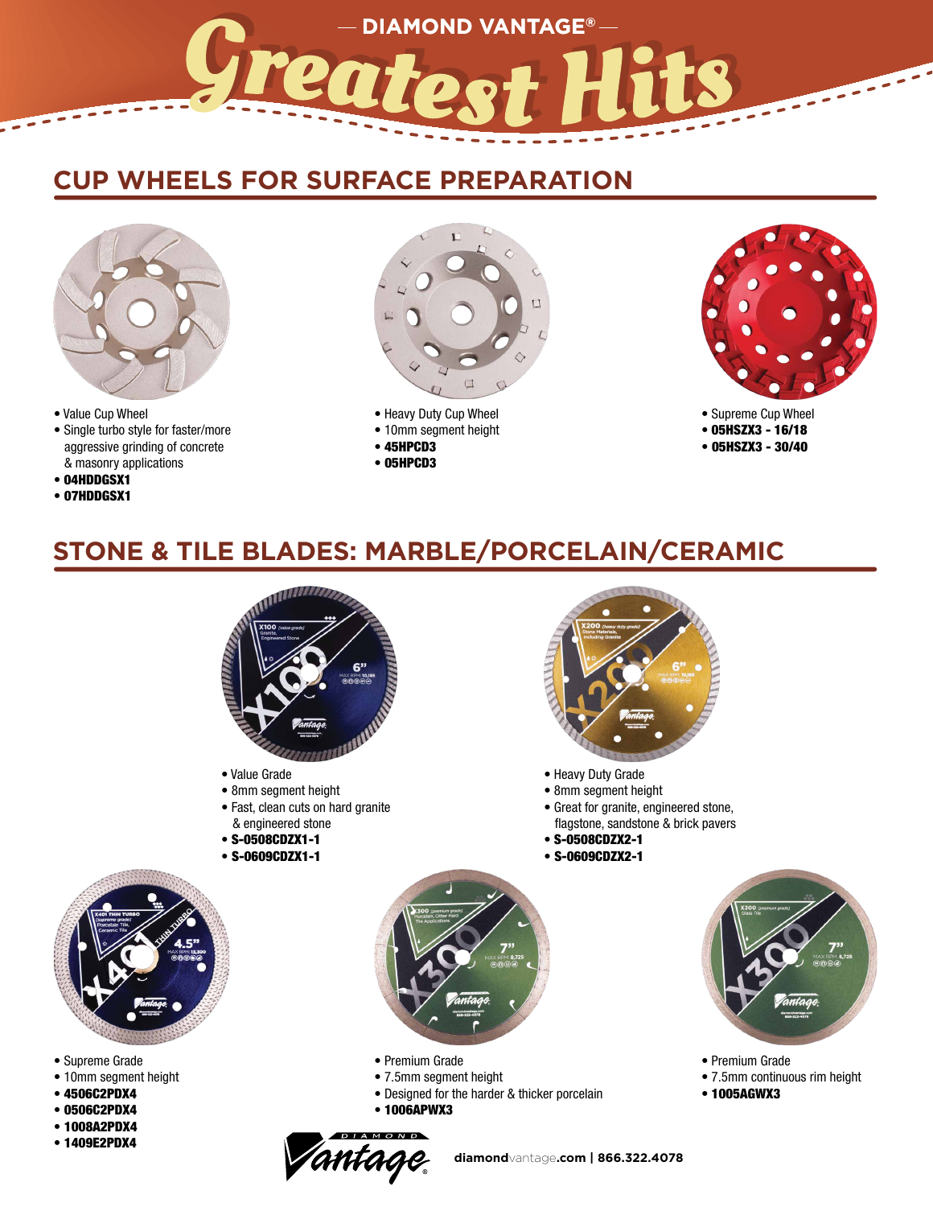— DIAMOND VANTAGE® —

# Greatest Hits

## CUP WHEELS FOR SURFACE PREPARATION

- Value Cup Wheel
- Single turbo style for faster/more aggressive grinding of concrete & masonry applications
- **04HDDGSX1**
- **07HDDGSX1**

- Heavy Duty Cup Wheel
- 10mm segment height
- **45HPCD3**
- **05HPCD3**

- Supreme Cup Wheel
- **05HSZX3 - 16/18**
- **05HSZX3 - 30/40**

## STONE & TILE BLADES: MARBLE/PORCELAIN/CERAMIC

- Value Grade
- 8mm segment height
- Fast, clean cuts on hard granite & engineered stone
- **S-0508CDZX1-1**
- **S-0609CDZX1-1**

- Heavy Duty Grade
- 8mm segment height
- Great for granite, engineered stone, flagstone, sandstone & brick pavers
- **S-0508CDZX2-1**
- **S-0609CDZX2-1**

- Supreme Grade
- 10mm segment height
- **4506C2PDX4**
- **0506C2PDX4**
- **1008A2PDX4**
- **1409E2PDX4**

- Premium Grade
- 7.5mm segment height
- Designed for the harder & thicker porcelain
- **1006APWX3**

- Premium Grade
- 7.5mm continuous rim height
- **1005AGWX3**

DIAMOND Vantage®

**diamond**vantage**.com | 866.322.4078**